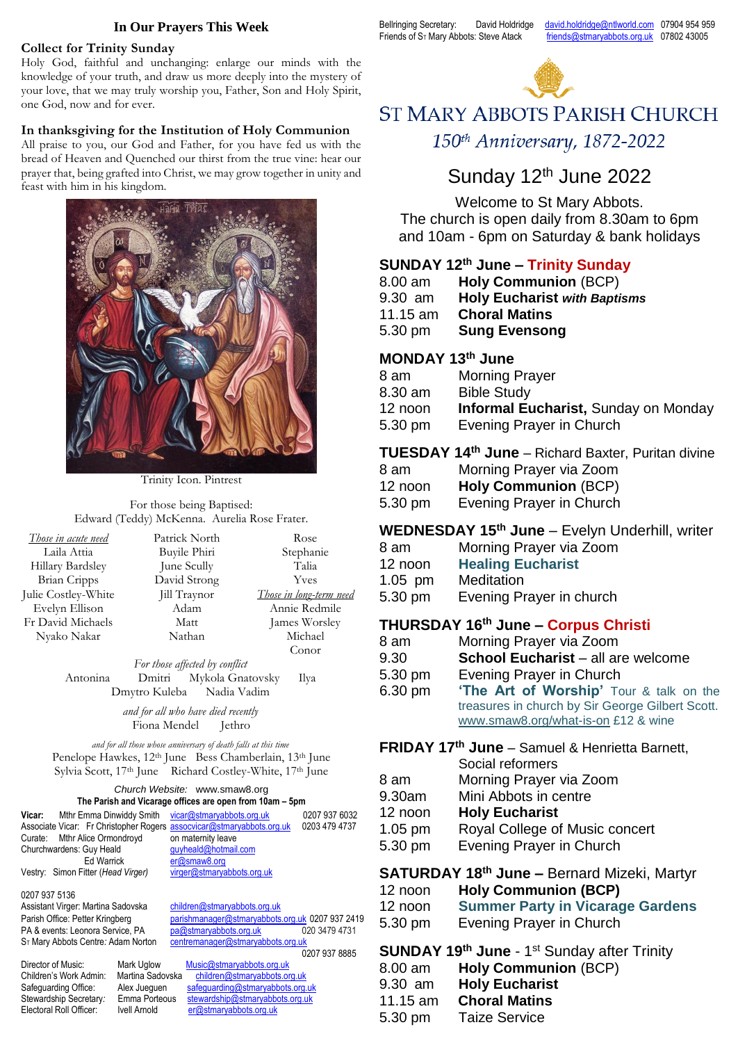## In Our Prayers This Week

### Collect for Trinity Sunday

Holy God, faithful and unchanging: enlarge our minds with the knowledge of your truth, and draw us more deeply into the mystery of your love, that we may truly worship you, Father, Son and Holy Spirit, one God, now and for ever.

### In thanksgiving for the Institution of Holy Communion

All praise to you, our God and Father, for you have fed us with the bread of Heaven and Quenched our thirst from the true vine: hear our prayer that, being grafted into Christ, we may grow together in unity and feast with him in his kingdom.

Trinity Icon. Pintrest

For those being Baptised:
Edward (Teddy) McKenna. Aurelia Rose Frater.

*Those in acute need*
Laila Attia
Hillary Bardsley
Brian Cripps
Julie Costley-White
Evelyn Ellison
Fr David Michaels
Nyako Nakar
Patrick North
Buyile Phiri
June Scully
David Strong
Jill Traynor
Adam
Matt
Nathan
Rose
Stephanie
Talia
Yves

*Those in long-term need*
Annie Redmile
James Worsley
Michael
Conor

*For those affected by conflict*
Antonina Dmitri Mykola Gnatovsky Ilya
Dmytro Kuleba Nadia Vadim

*and for all who have died recently*
Fiona Mendel Jethro

*and for all those whose anniversary of death falls at this time*
Penelope Hawkes, 12th June Bess Chamberlain, 13th June
Sylvia Scott, 17th June Richard Costley-White, 17th June

*Church Website:* www.smaw8.org

**The Parish and Vicarage offices are open from 10am – 5pm**

| | | |
|---|---|---|
| **Vicar:** Mthr Emma Dinwiddy Smith | vicar@stmaryabbots.org.uk | 0207 937 6032 |
| Associate Vicar: Fr Christopher Rogers | assocvicar@stmaryabbots.org.uk | 0203 479 4737 |
| Curate: Mthr Alice Ormondroyd | on maternity leave | |
| Churchwardens: Guy Heald | guyheald@hotmail.com | |
| Ed Warrick | er@smaw8.org | |
| Vestry: Simon Fitter (*Head Virger*) | virger@stmaryabbots.org.uk | 0207 937 5136 |
| Assistant Virger: Martina Sadovska | children@stmaryabbots.org.uk | |
| Parish Office: Petter Kringberg | parishmanager@stmaryabbots.org.uk | 0207 937 2419 |
| PA & events: Leonora Service, PA | pa@stmaryabbots.org.uk | 020 3479 4731 |
| St Mary Abbots Centre: Adam Norton | centremanager@stmaryabbots.org.uk | 0207 937 8885 |
| Director of Music: Mark Uglow | Music@stmaryabbots.org.uk | |
| Children's Work Admin: Martina Sadovska | children@stmaryabbots.org.uk | |
| Safeguarding Office: Alex Jueguen | safeguarding@stmaryabbots.org.uk | |
| Stewardship Secretary: Emma Porteous | stewardship@stmaryabbots.org.uk | |
| Electoral Roll Officer: Ivell Arnold | er@stmaryabbots.org.uk | |

Bellringing Secretary: David Holdridge david.holdridge@ntlworld.com 07904 954 959
Friends of St Mary Abbots: Steve Atack friends@stmaryabbots.org.uk 07802 43005

# St Mary Abbots Parish Church

*150th Anniversary, 1872-2022*

## Sunday 12th June 2022

Welcome to St Mary Abbots.
The church is open daily from 8.30am to 6pm and 10am - 6pm on Saturday & bank holidays

### SUNDAY 12th June – Trinity Sunday

| | |
|---|---|
| 8.00 am | **Holy Communion** (BCP) |
| 9.30 am | **Holy Eucharist *with Baptisms*** |
| 11.15 am | **Choral Matins** |
| 5.30 pm | **Sung Evensong** |

### MONDAY 13th June

| | |
|---|---|
| 8 am | Morning Prayer |
| 8.30 am | Bible Study |
| 12 noon | **Informal Eucharist,** Sunday on Monday |
| 5.30 pm | Evening Prayer in Church |

### TUESDAY 14th June – Richard Baxter, Puritan divine

| | |
|---|---|
| 8 am | Morning Prayer via Zoom |
| 12 noon | **Holy Communion** (BCP) |
| 5.30 pm | Evening Prayer in Church |

### WEDNESDAY 15th June – Evelyn Underhill, writer

| | |
|---|---|
| 8 am | Morning Prayer via Zoom |
| 12 noon | **Healing Eucharist** |
| 1.05 pm | Meditation |
| 5.30 pm | Evening Prayer in church |

### THURSDAY 16th June – Corpus Christi

| | |
|---|---|
| 8 am | Morning Prayer via Zoom |
| 9.30 | **School Eucharist** – all are welcome |
| 5.30 pm | Evening Prayer in Church |
| 6.30 pm | **'The Art of Worship'** Tour & talk on the treasures in church by Sir George Gilbert Scott. www.smaw8.org/what-is-on £12 & wine |

### FRIDAY 17th June – Samuel & Henrietta Barnett, Social reformers

| | |
|---|---|
| 8 am | Morning Prayer via Zoom |
| 9.30am | Mini Abbots in centre |
| 12 noon | **Holy Eucharist** |
| 1.05 pm | Royal College of Music concert |
| 5.30 pm | Evening Prayer in Church |

### SATURDAY 18th June – Bernard Mizeki, Martyr

| | |
|---|---|
| 12 noon | **Holy Communion (BCP)** |
| 12 noon | **Summer Party in Vicarage Gardens** |
| 5.30 pm | Evening Prayer in Church |

### SUNDAY 19th June - 1st Sunday after Trinity

| | |
|---|---|
| 8.00 am | **Holy Communion** (BCP) |
| 9.30 am | **Holy Eucharist** |
| 11.15 am | **Choral Matins** |
| 5.30 pm | Taize Service |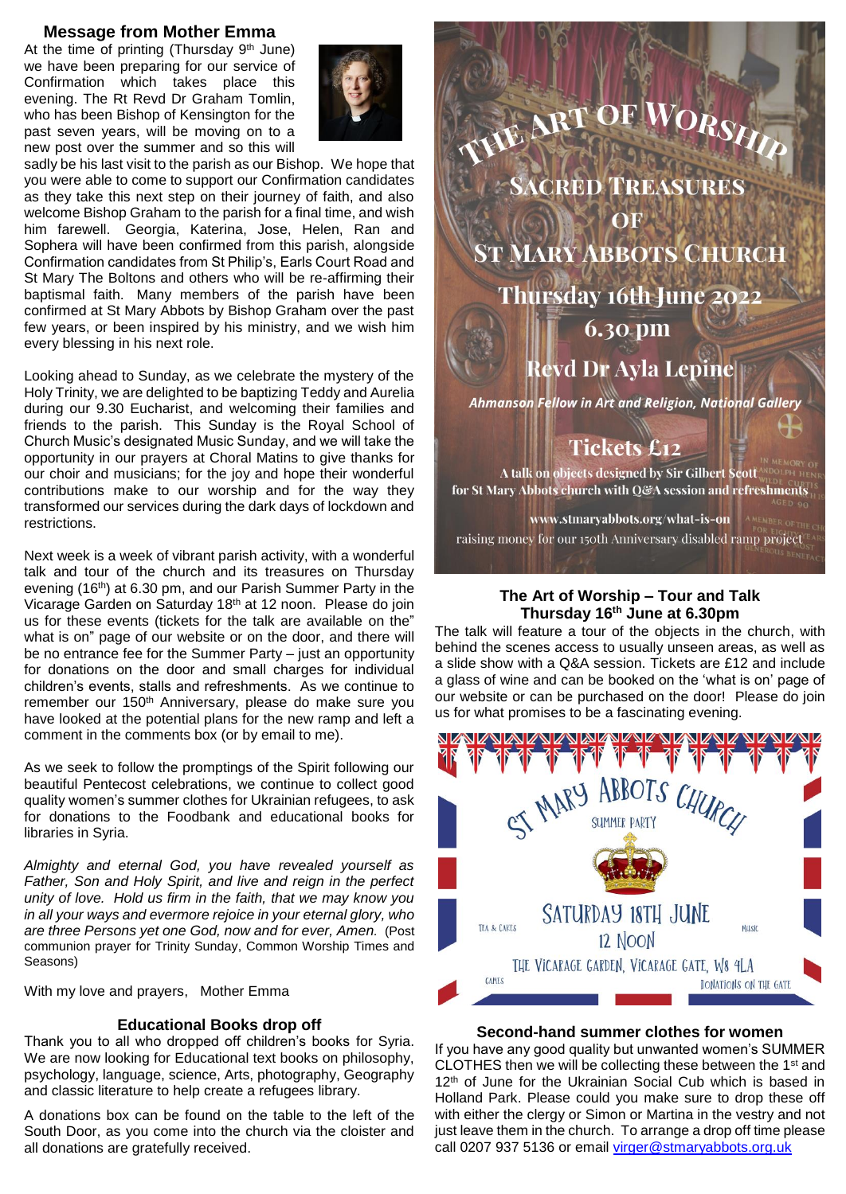## Message from Mother Emma

At the time of printing (Thursday 9th June) we have been preparing for our service of Confirmation which takes place this evening. The Rt Revd Dr Graham Tomlin, who has been Bishop of Kensington for the past seven years, will be moving on to a new post over the summer and so this will sadly be his last visit to the parish as our Bishop. We hope that you were able to come to support our Confirmation candidates as they take this next step on their journey of faith, and also welcome Bishop Graham to the parish for a final time, and wish him farewell. Georgia, Katerina, Jose, Helen, Ran and Sophera will have been confirmed from this parish, alongside Confirmation candidates from St Philip's, Earls Court Road and St Mary The Boltons and others who will be re-affirming their baptismal faith. Many members of the parish have been confirmed at St Mary Abbots by Bishop Graham over the past few years, or been inspired by his ministry, and we wish him every blessing in his next role.

Looking ahead to Sunday, as we celebrate the mystery of the Holy Trinity, we are delighted to be baptizing Teddy and Aurelia during our 9.30 Eucharist, and welcoming their families and friends to the parish. This Sunday is the Royal School of Church Music's designated Music Sunday, and we will take the opportunity in our prayers at Choral Matins to give thanks for our choir and musicians; for the joy and hope their wonderful contributions make to our worship and for the way they transformed our services during the dark days of lockdown and restrictions.

Next week is a week of vibrant parish activity, with a wonderful talk and tour of the church and its treasures on Thursday evening (16th) at 6.30 pm, and our Parish Summer Party in the Vicarage Garden on Saturday 18th at 12 noon. Please do join us for these events (tickets for the talk are available on the" what is on" page of our website or on the door, and there will be no entrance fee for the Summer Party – just an opportunity for donations on the door and small charges for individual children's events, stalls and refreshments. As we continue to remember our 150th Anniversary, please do make sure you have looked at the potential plans for the new ramp and left a comment in the comments box (or by email to me).

As we seek to follow the promptings of the Spirit following our beautiful Pentecost celebrations, we continue to collect good quality women's summer clothes for Ukrainian refugees, to ask for donations to the Foodbank and educational books for libraries in Syria.

*Almighty and eternal God, you have revealed yourself as Father, Son and Holy Spirit, and live and reign in the perfect unity of love. Hold us firm in the faith, that we may know you in all your ways and evermore rejoice in your eternal glory, who are three Persons yet one God, now and for ever, Amen.* (Post communion prayer for Trinity Sunday, Common Worship Times and Seasons)

With my love and prayers, Mother Emma

### Educational Books drop off

Thank you to all who dropped off children's books for Syria. We are now looking for Educational text books on philosophy, psychology, language, science, Arts, photography, Geography and classic literature to help create a refugees library.

A donations box can be found on the table to the left of the South Door, as you come into the church via the cloister and all donations are gratefully received.

THE ART OF WORSHIP

SACRED TREASURES OF ST MARY ABBOTS CHURCH

Thursday 16th June 2022

6.30 pm

Revd Dr Ayla Lepine

*Ahmanson Fellow in Art and Religion, National Gallery*

Tickets £12

A talk on objects designed by Sir Gilbert Scott for St Mary Abbots church with Q&A session and refreshments

www.stmaryabbots.org/what-is-on

raising money for our 150th Anniversary disabled ramp project

### The Art of Worship – Tour and Talk Thursday 16th June at 6.30pm

The talk will feature a tour of the objects in the church, with behind the scenes access to usually unseen areas, as well as a slide show with a Q&A session. Tickets are £12 and include a glass of wine and can be booked on the 'what is on' page of our website or can be purchased on the door! Please do join us for what promises to be a fascinating evening.

ST MARY ABBOTS CHURCH

SUMMER PARTY

SATURDAY 18TH JUNE

12 NOON

TEA & CAKES

MUSIC

GAMES

THE VICARAGE GARDEN, VICARAGE GATE, W8 4LA

DONATIONS ON THE GATE

### Second-hand summer clothes for women

If you have any good quality but unwanted women's SUMMER CLOTHES then we will be collecting these between the 1st and 12th of June for the Ukrainian Social Cub which is based in Holland Park. Please could you make sure to drop these off with either the clergy or Simon or Martina in the vestry and not just leave them in the church. To arrange a drop off time please call 0207 937 5136 or email virger@stmaryabbots.org.uk